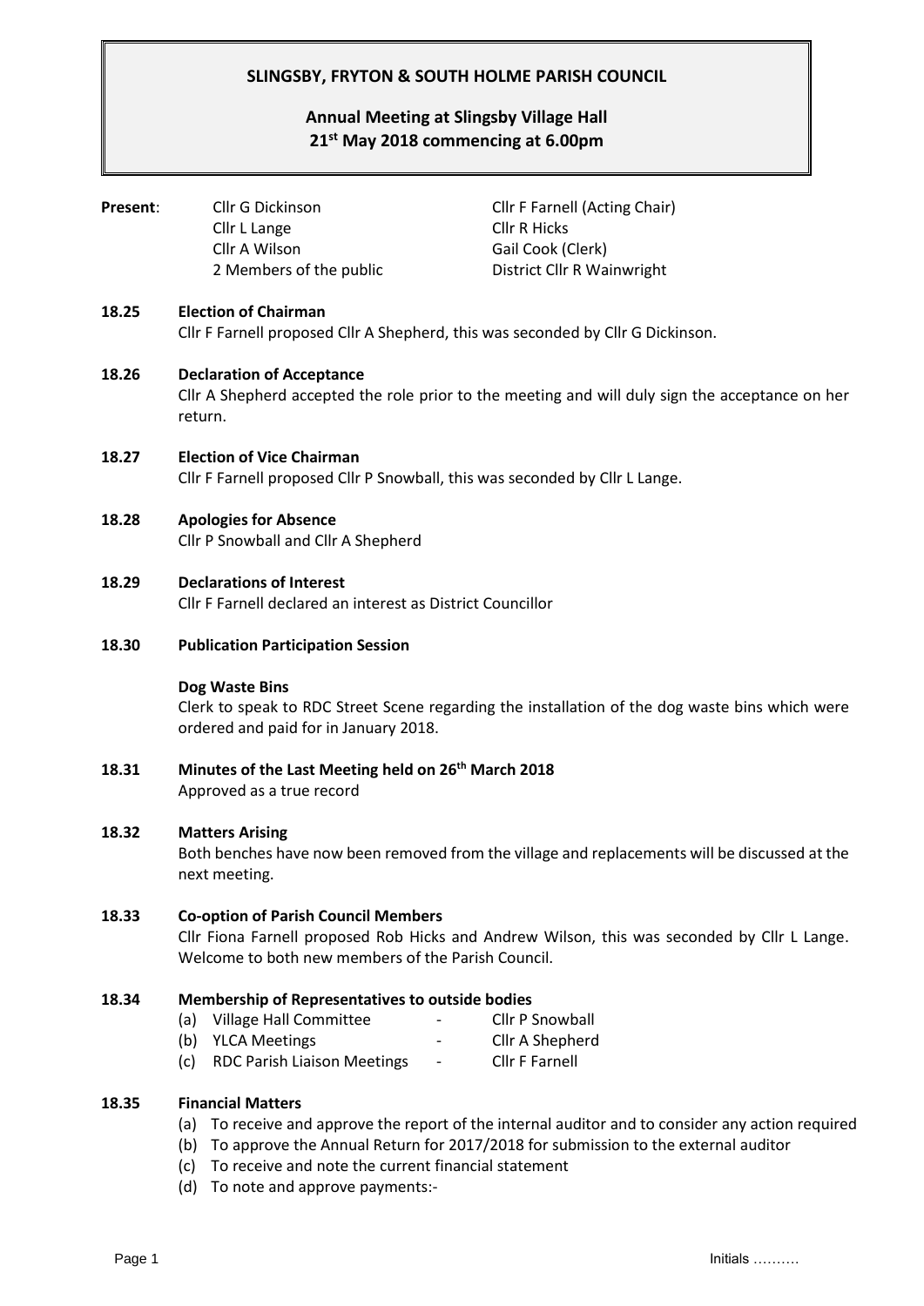# SLINGSBY, FRYTON & SOUTH HOLME PARISH COUNCIL

## Annual Meeting at Slingsby Village Hall
## 21st May 2018 commencing at 6.00pm

**Present**:

| | |
|---|---|
| Cllr G Dickinson | Cllr F Farnell (Acting Chair) |
| Cllr L Lange | Cllr R Hicks |
| Cllr A Wilson | Gail Cook (Clerk) |
| 2 Members of the public | District Cllr R Wainwright |

**18.25 Election of Chairman**

Cllr F Farnell proposed Cllr A Shepherd, this was seconded by Cllr G Dickinson.

**18.26 Declaration of Acceptance**

Cllr A Shepherd accepted the role prior to the meeting and will duly sign the acceptance on her return.

**18.27 Election of Vice Chairman**

Cllr F Farnell proposed Cllr P Snowball, this was seconded by Cllr L Lange.

**18.28 Apologies for Absence**

Cllr P Snowball and Cllr A Shepherd

**18.29 Declarations of Interest**

Cllr F Farnell declared an interest as District Councillor

**18.30 Publication Participation Session**

**Dog Waste Bins**

Clerk to speak to RDC Street Scene regarding the installation of the dog waste bins which were ordered and paid for in January 2018.

**18.31 Minutes of the Last Meeting held on 26th March 2018**

Approved as a true record

**18.32 Matters Arising**

Both benches have now been removed from the village and replacements will be discussed at the next meeting.

**18.33 Co-option of Parish Council Members**

Cllr Fiona Farnell proposed Rob Hicks and Andrew Wilson, this was seconded by Cllr L Lange. Welcome to both new members of the Parish Council.

**18.34 Membership of Representatives to outside bodies**

(a) Village Hall Committee - Cllr P Snowball
(b) YLCA Meetings - Cllr A Shepherd
(c) RDC Parish Liaison Meetings - Cllr F Farnell

**18.35 Financial Matters**

(a) To receive and approve the report of the internal auditor and to consider any action required
(b) To approve the Annual Return for 2017/2018 for submission to the external auditor
(c) To receive and note the current financial statement
(d) To note and approve payments:-

Initials ……….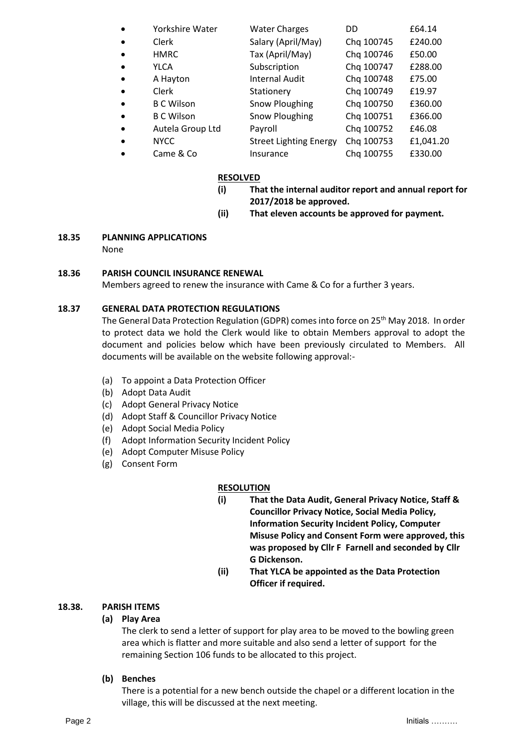- Yorkshire Water | Water Charges | DD | £64.14
- Clerk | Salary (April/May) | Chq 100745 | £240.00
- HMRC | Tax (April/May) | Chq 100746 | £50.00
- YLCA | Subscription | Chq 100747 | £288.00
- A Hayton | Internal Audit | Chq 100748 | £75.00
- Clerk | Stationery | Chq 100749 | £19.97
- B C Wilson | Snow Ploughing | Chq 100750 | £360.00
- B C Wilson | Snow Ploughing | Chq 100751 | £366.00
- Autela Group Ltd | Payroll | Chq 100752 | £46.08
- NYCC | Street Lighting Energy | Chq 100753 | £1,041.20
- Came & Co | Insurance | Chq 100755 | £330.00

**RESOLVED**

**(i) That the internal auditor report and annual report for 2017/2018 be approved.**

**(ii) That eleven accounts be approved for payment.**

## 18.35 PLANNING APPLICATIONS

None

## 18.36 PARISH COUNCIL INSURANCE RENEWAL

Members agreed to renew the insurance with Came & Co for a further 3 years.

## 18.37 GENERAL DATA PROTECTION REGULATIONS

The General Data Protection Regulation (GDPR) comes into force on 25th May 2018. In order to protect data we hold the Clerk would like to obtain Members approval to adopt the document and policies below which have been previously circulated to Members. All documents will be available on the website following approval:-

(a) To appoint a Data Protection Officer
(b) Adopt Data Audit
(c) Adopt General Privacy Notice
(d) Adopt Staff & Councillor Privacy Notice
(e) Adopt Social Media Policy
(f) Adopt Information Security Incident Policy
(e) Adopt Computer Misuse Policy
(g) Consent Form

**RESOLUTION**

**(i) That the Data Audit, General Privacy Notice, Staff & Councillor Privacy Notice, Social Media Policy, Information Security Incident Policy, Computer Misuse Policy and Consent Form were approved, this was proposed by Cllr F Farnell and seconded by Cllr G Dickenson.**

**(ii) That YLCA be appointed as the Data Protection Officer if required.**

## 18.38. PARISH ITEMS

**(a) Play Area**

The clerk to send a letter of support for play area to be moved to the bowling green area which is flatter and more suitable and also send a letter of support for the remaining Section 106 funds to be allocated to this project.

**(b) Benches**

There is a potential for a new bench outside the chapel or a different location in the village, this will be discussed at the next meeting.

Initials ……….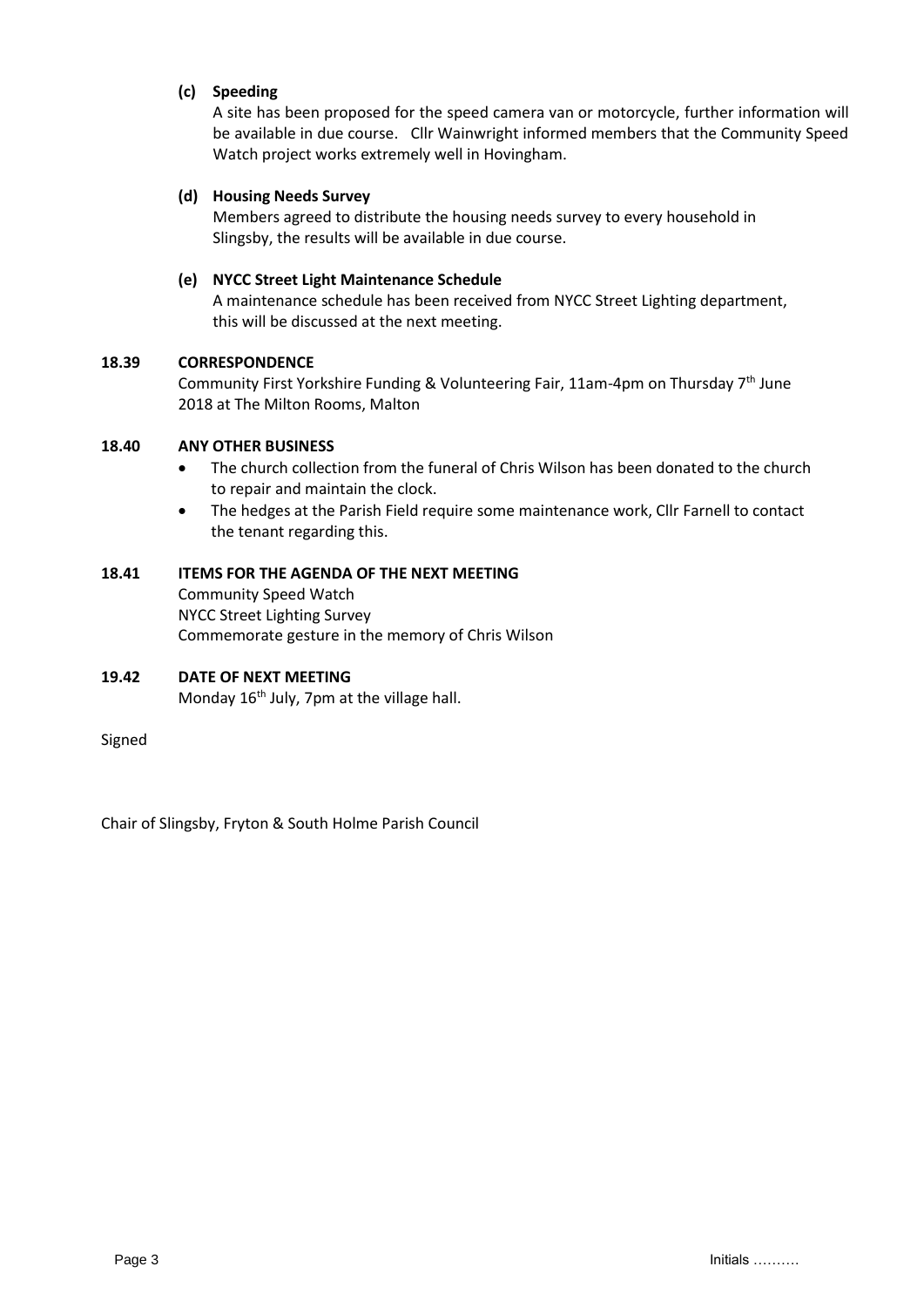**(c) Speeding**

A site has been proposed for the speed camera van or motorcycle, further information will be available in due course. Cllr Wainwright informed members that the Community Speed Watch project works extremely well in Hovingham.

**(d) Housing Needs Survey**

Members agreed to distribute the housing needs survey to every household in Slingsby, the results will be available in due course.

**(e) NYCC Street Light Maintenance Schedule**

A maintenance schedule has been received from NYCC Street Lighting department, this will be discussed at the next meeting.

**18.39 CORRESPONDENCE**

Community First Yorkshire Funding & Volunteering Fair, 11am-4pm on Thursday 7th June 2018 at The Milton Rooms, Malton

**18.40 ANY OTHER BUSINESS**

- The church collection from the funeral of Chris Wilson has been donated to the church to repair and maintain the clock.
- The hedges at the Parish Field require some maintenance work, Cllr Farnell to contact the tenant regarding this.

**18.41 ITEMS FOR THE AGENDA OF THE NEXT MEETING**

Community Speed Watch
NYCC Street Lighting Survey
Commemorate gesture in the memory of Chris Wilson

**19.42 DATE OF NEXT MEETING**

Monday 16th July, 7pm at the village hall.

Signed

Chair of Slingsby, Fryton & South Holme Parish Council

Initials ……….